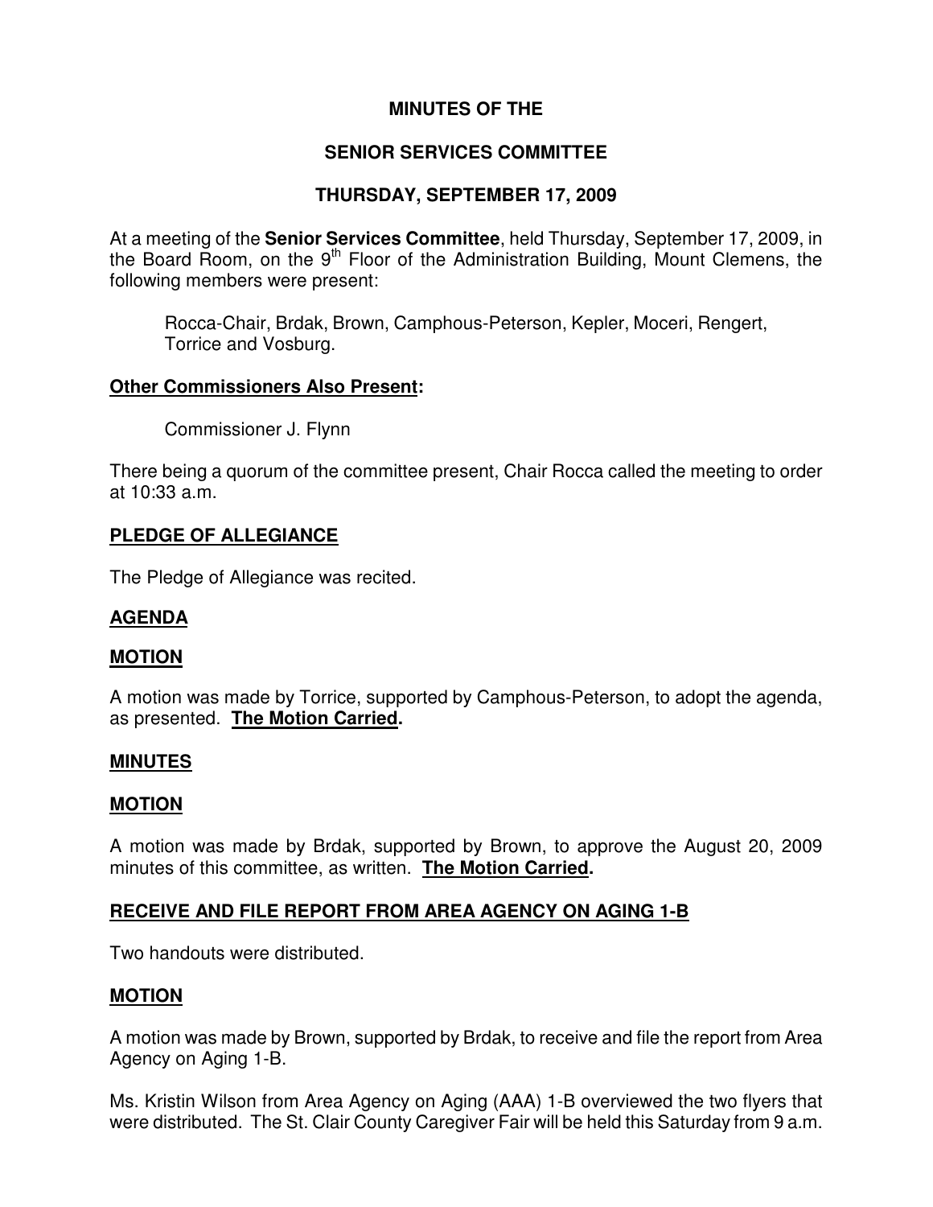# MINUTES OF THE

# SENIOR SERVICES COMMITTEE

## THURSDAY, SEPTEMBER 17, 2009

At a meeting of the **Senior Services Committee**, held Thursday, September 17, 2009, in the Board Room, on the 9th Floor of the Administration Building, Mount Clemens, the following members were present:

Rocca-Chair, Brdak, Brown, Camphous-Peterson, Kepler, Moceri, Rengert, Torrice and Vosburg.

**Other Commissioners Also Present:**

Commissioner J. Flynn

There being a quorum of the committee present, Chair Rocca called the meeting to order at 10:33 a.m.

**PLEDGE OF ALLEGIANCE**

The Pledge of Allegiance was recited.

**AGENDA**

**MOTION**

A motion was made by Torrice, supported by Camphous-Peterson, to adopt the agenda, as presented. **The Motion Carried.**

**MINUTES**

**MOTION**

A motion was made by Brdak, supported by Brown, to approve the August 20, 2009 minutes of this committee, as written. **The Motion Carried.**

**RECEIVE AND FILE REPORT FROM AREA AGENCY ON AGING 1-B**

Two handouts were distributed.

**MOTION**

A motion was made by Brown, supported by Brdak, to receive and file the report from Area Agency on Aging 1-B.

Ms. Kristin Wilson from Area Agency on Aging (AAA) 1-B overviewed the two flyers that were distributed. The St. Clair County Caregiver Fair will be held this Saturday from 9 a.m.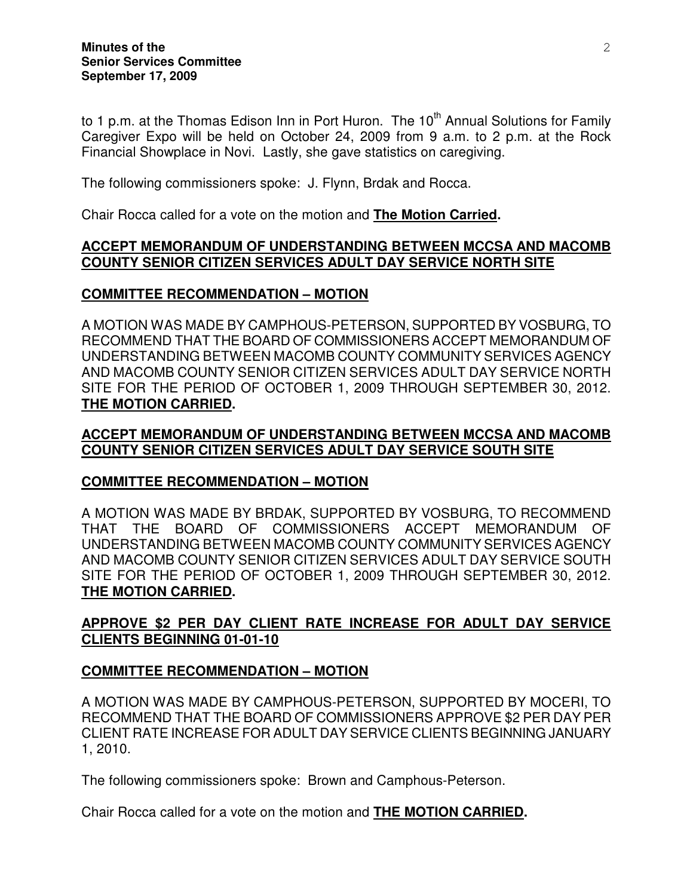to 1 p.m. at the Thomas Edison Inn in Port Huron. The 10th Annual Solutions for Family Caregiver Expo will be held on October 24, 2009 from 9 a.m. to 2 p.m. at the Rock Financial Showplace in Novi. Lastly, she gave statistics on caregiving.

The following commissioners spoke: J. Flynn, Brdak and Rocca.

Chair Rocca called for a vote on the motion and **The Motion Carried.**

**ACCEPT MEMORANDUM OF UNDERSTANDING BETWEEN MCCSA AND MACOMB COUNTY SENIOR CITIZEN SERVICES ADULT DAY SERVICE NORTH SITE**

**COMMITTEE RECOMMENDATION – MOTION**

A MOTION WAS MADE BY CAMPHOUS-PETERSON, SUPPORTED BY VOSBURG, TO RECOMMEND THAT THE BOARD OF COMMISSIONERS ACCEPT MEMORANDUM OF UNDERSTANDING BETWEEN MACOMB COUNTY COMMUNITY SERVICES AGENCY AND MACOMB COUNTY SENIOR CITIZEN SERVICES ADULT DAY SERVICE NORTH SITE FOR THE PERIOD OF OCTOBER 1, 2009 THROUGH SEPTEMBER 30, 2012. **THE MOTION CARRIED.**

**ACCEPT MEMORANDUM OF UNDERSTANDING BETWEEN MCCSA AND MACOMB COUNTY SENIOR CITIZEN SERVICES ADULT DAY SERVICE SOUTH SITE**

**COMMITTEE RECOMMENDATION – MOTION**

A MOTION WAS MADE BY BRDAK, SUPPORTED BY VOSBURG, TO RECOMMEND THAT THE BOARD OF COMMISSIONERS ACCEPT MEMORANDUM OF UNDERSTANDING BETWEEN MACOMB COUNTY COMMUNITY SERVICES AGENCY AND MACOMB COUNTY SENIOR CITIZEN SERVICES ADULT DAY SERVICE SOUTH SITE FOR THE PERIOD OF OCTOBER 1, 2009 THROUGH SEPTEMBER 30, 2012. **THE MOTION CARRIED.**

**APPROVE $2 PER DAY CLIENT RATE INCREASE FOR ADULT DAY SERVICE CLIENTS BEGINNING 01-01-10**

**COMMITTEE RECOMMENDATION – MOTION**

A MOTION WAS MADE BY CAMPHOUS-PETERSON, SUPPORTED BY MOCERI, TO RECOMMEND THAT THE BOARD OF COMMISSIONERS APPROVE $2 PER DAY PER CLIENT RATE INCREASE FOR ADULT DAY SERVICE CLIENTS BEGINNING JANUARY 1, 2010.

The following commissioners spoke: Brown and Camphous-Peterson.

Chair Rocca called for a vote on the motion and **THE MOTION CARRIED.**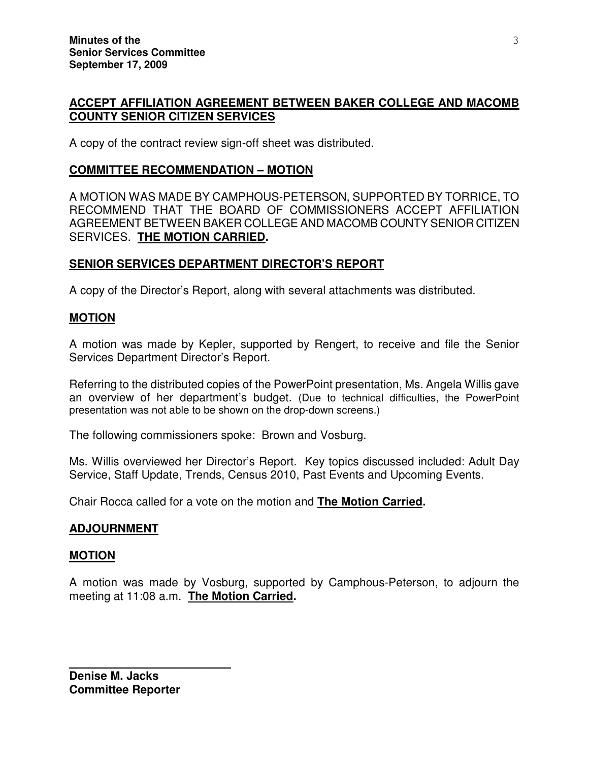## ACCEPT AFFILIATION AGREEMENT BETWEEN BAKER COLLEGE AND MACOMB COUNTY SENIOR CITIZEN SERVICES

A copy of the contract review sign-off sheet was distributed.

## COMMITTEE RECOMMENDATION – MOTION

A MOTION WAS MADE BY CAMPHOUS-PETERSON, SUPPORTED BY TORRICE, TO RECOMMEND THAT THE BOARD OF COMMISSIONERS ACCEPT AFFILIATION AGREEMENT BETWEEN BAKER COLLEGE AND MACOMB COUNTY SENIOR CITIZEN SERVICES. **THE MOTION CARRIED.**

## SENIOR SERVICES DEPARTMENT DIRECTOR'S REPORT

A copy of the Director's Report, along with several attachments was distributed.

## MOTION

A motion was made by Kepler, supported by Rengert, to receive and file the Senior Services Department Director's Report.

Referring to the distributed copies of the PowerPoint presentation, Ms. Angela Willis gave an overview of her department's budget. (Due to technical difficulties, the PowerPoint presentation was not able to be shown on the drop-down screens.)

The following commissioners spoke: Brown and Vosburg.

Ms. Willis overviewed her Director's Report. Key topics discussed included: Adult Day Service, Staff Update, Trends, Census 2010, Past Events and Upcoming Events.

Chair Rocca called for a vote on the motion and **The Motion Carried.**

## ADJOURNMENT

## MOTION

A motion was made by Vosburg, supported by Camphous-Peterson, to adjourn the meeting at 11:08 a.m. **The Motion Carried.**

\_\_\_\_\_\_\_\_\_\_\_\_\_\_\_\_\_\_\_\_\_\_\_\_\_\_

**Denise M. Jacks**
**Committee Reporter**